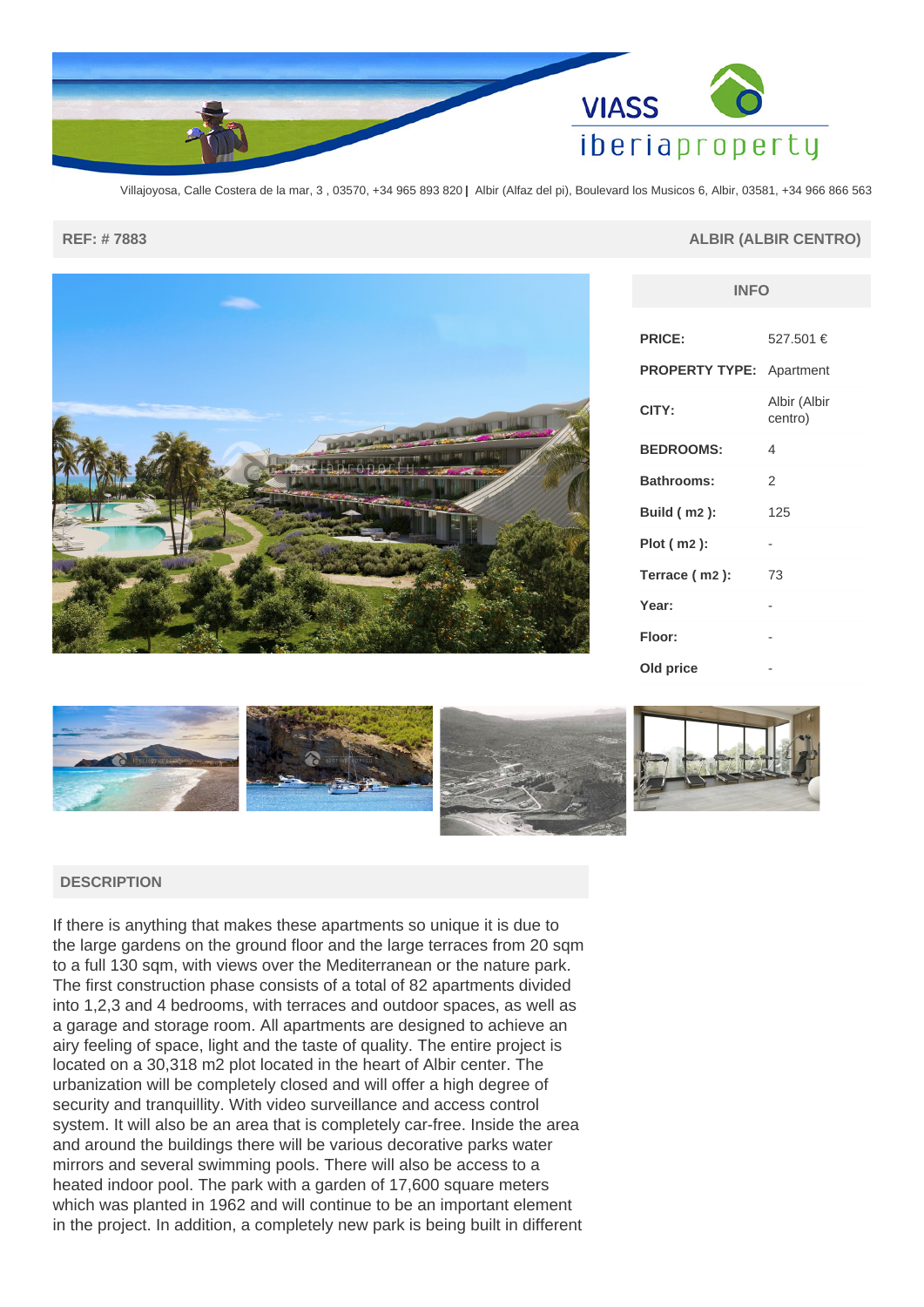Villajoyosa, Calle Costera de la mar, 3 , 03570, +34 965 893 820 | Albir (Alfaz del pi), Boulevard los Musicos 6, Albir, 03581, +34 966 866 563

**REF: # 7883**

**ALBIR (ALBIR CENTRO)**

## INFO

| | |
|---|---|
| **PRICE:** | 527.501 € |
| **PROPERTY TYPE:** | Apartment |
| **CITY:** | Albir (Albir centro) |
| **BEDROOMS:** | 4 |
| **Bathrooms:** | 2 |
| **Build ( m2 ):** | 125 |
| **Plot ( m2 ):** | - |
| **Terrace ( m2 ):** | 73 |
| **Year:** | - |
| **Floor:** | - |
| **Old price** | - |

## DESCRIPTION

If there is anything that makes these apartments so unique it is due to the large gardens on the ground floor and the large terraces from 20 sqm to a full 130 sqm, with views over the Mediterranean or the nature park. The first construction phase consists of a total of 82 apartments divided into 1,2,3 and 4 bedrooms, with terraces and outdoor spaces, as well as a garage and storage room. All apartments are designed to achieve an airy feeling of space, light and the taste of quality. The entire project is located on a 30,318 m2 plot located in the heart of Albir center. The urbanization will be completely closed and will offer a high degree of security and tranquillity. With video surveillance and access control system. It will also be an area that is completely car-free. Inside the area and around the buildings there will be various decorative parks water mirrors and several swimming pools. There will also be access to a heated indoor pool. The park with a garden of 17,600 square meters which was planted in 1962 and will continue to be an important element in the project. In addition, a completely new park is being built in different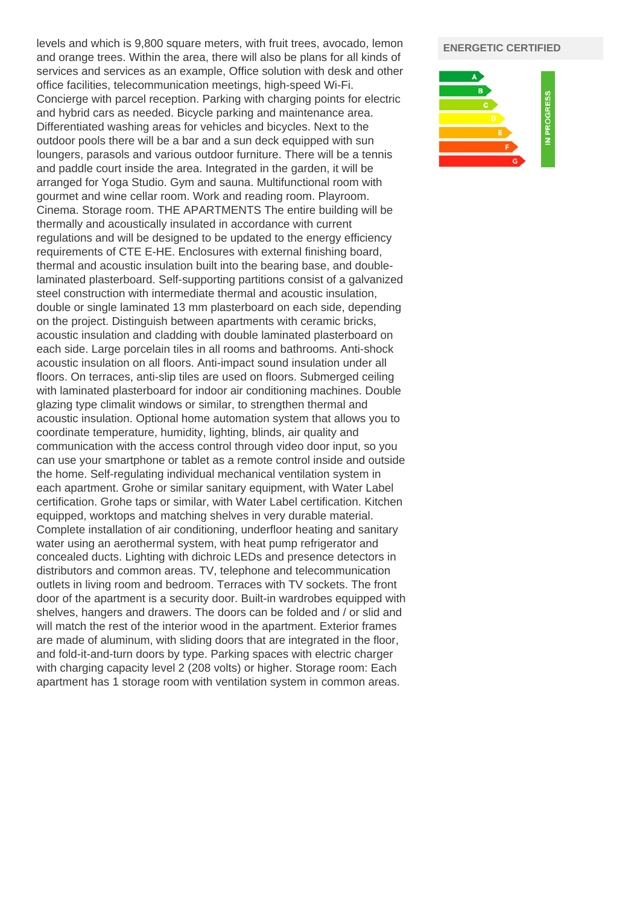levels and which is 9,800 square meters, with fruit trees, avocado, lemon and orange trees. Within the area, there will also be plans for all kinds of services and services as an example, Office solution with desk and other office facilities, telecommunication meetings, high-speed Wi-Fi. Concierge with parcel reception. Parking with charging points for electric and hybrid cars as needed. Bicycle parking and maintenance area. Differentiated washing areas for vehicles and bicycles. Next to the outdoor pools there will be a bar and a sun deck equipped with sun loungers, parasols and various outdoor furniture. There will be a tennis and paddle court inside the area. Integrated in the garden, it will be arranged for Yoga Studio. Gym and sauna. Multifunctional room with gourmet and wine cellar room. Work and reading room. Playroom. Cinema. Storage room. THE APARTMENTS The entire building will be thermally and acoustically insulated in accordance with current regulations and will be designed to be updated to the energy efficiency requirements of CTE E-HE. Enclosures with external finishing board, thermal and acoustic insulation built into the bearing base, and double-laminated plasterboard. Self-supporting partitions consist of a galvanized steel construction with intermediate thermal and acoustic insulation, double or single laminated 13 mm plasterboard on each side, depending on the project. Distinguish between apartments with ceramic bricks, acoustic insulation and cladding with double laminated plasterboard on each side. Large porcelain tiles in all rooms and bathrooms. Anti-shock acoustic insulation on all floors. Anti-impact sound insulation under all floors. On terraces, anti-slip tiles are used on floors. Submerged ceiling with laminated plasterboard for indoor air conditioning machines. Double glazing type climalit windows or similar, to strengthen thermal and acoustic insulation. Optional home automation system that allows you to coordinate temperature, humidity, lighting, blinds, air quality and communication with the access control through video door input, so you can use your smartphone or tablet as a remote control inside and outside the home. Self-regulating individual mechanical ventilation system in each apartment. Grohe or similar sanitary equipment, with Water Label certification. Grohe taps or similar, with Water Label certification. Kitchen equipped, worktops and matching shelves in very durable material. Complete installation of air conditioning, underfloor heating and sanitary water using an aerothermal system, with heat pump refrigerator and concealed ducts. Lighting with dichroic LEDs and presence detectors in distributors and common areas. TV, telephone and telecommunication outlets in living room and bedroom. Terraces with TV sockets. The front door of the apartment is a security door. Built-in wardrobes equipped with shelves, hangers and drawers. The doors can be folded and / or slid and will match the rest of the interior wood in the apartment. Exterior frames are made of aluminum, with sliding doors that are integrated in the floor, and fold-it-and-turn doors by type. Parking spaces with electric charger with charging capacity level 2 (208 volts) or higher. Storage room: Each apartment has 1 storage room with ventilation system in common areas.

## ENERGETIC CERTIFIED

A
B
C
D
E
F
G

IN PROGRESS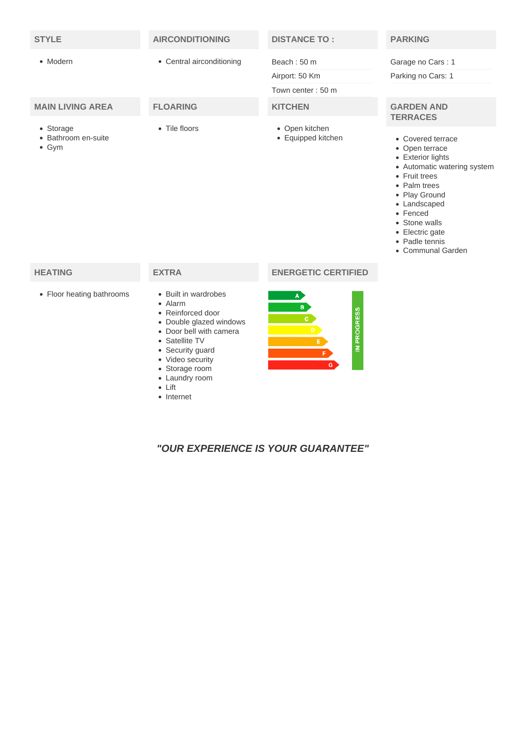## STYLE

- Modern

## AIRCONDITIONING

- Central airconditioning

## DISTANCE TO :

Beach : 50 m

Airport: 50 Km

Town center : 50 m

## PARKING

Garage no Cars : 1

Parking no Cars: 1

## MAIN LIVING AREA

- Storage
- Bathroom en-suite
- Gym

## FLOARING

- Tile floors

## KITCHEN

- Open kitchen
- Equipped kitchen

## GARDEN AND TERRACES

- Covered terrace
- Open terrace
- Exterior lights
- Automatic watering system
- Fruit trees
- Palm trees
- Play Ground
- Landscaped
- Fenced
- Stone walls
- Electric gate
- Padle tennis
- Communal Garden

## HEATING

- Floor heating bathrooms

## EXTRA

- Built in wardrobes
- Alarm
- Reinforced door
- Double glazed windows
- Door bell with camera
- Satellite TV
- Security guard
- Video security
- Storage room
- Laundry room
- Lift
- Internet

## ENERGETIC CERTIFIED

A
B
C
D
E
F
G
IN PROGRESS

***"OUR EXPERIENCE IS YOUR GUARANTEE"***